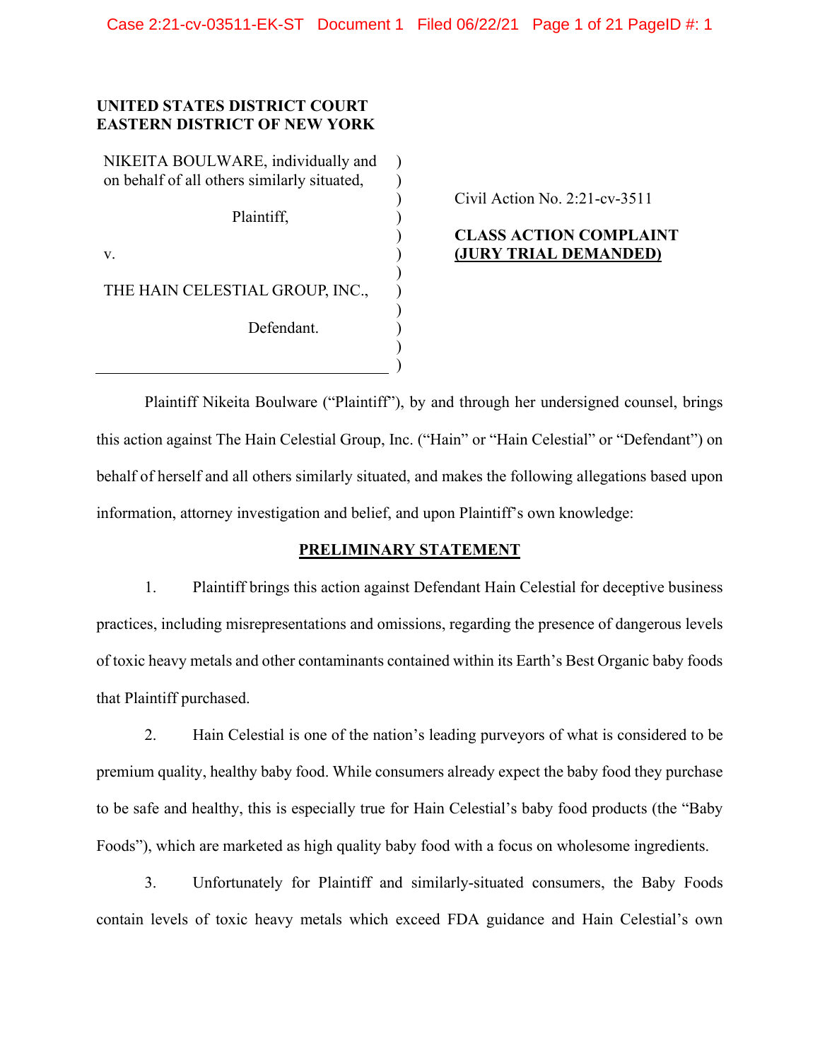**UNITED STATES DISTRICT COURT**
**EASTERN DISTRICT OF NEW YORK**

NIKEITA BOULWARE, individually and on behalf of all others similarly situated,

Plaintiff,

v.

THE HAIN CELESTIAL GROUP, INC.,

Defendant.

Civil Action No. 2:21-cv-3511

**CLASS ACTION COMPLAINT**
**(JURY TRIAL DEMANDED)**

Plaintiff Nikeita Boulware ("Plaintiff"), by and through her undersigned counsel, brings this action against The Hain Celestial Group, Inc. ("Hain" or "Hain Celestial" or "Defendant") on behalf of herself and all others similarly situated, and makes the following allegations based upon information, attorney investigation and belief, and upon Plaintiff's own knowledge:

## PRELIMINARY STATEMENT

1. Plaintiff brings this action against Defendant Hain Celestial for deceptive business practices, including misrepresentations and omissions, regarding the presence of dangerous levels of toxic heavy metals and other contaminants contained within its Earth's Best Organic baby foods that Plaintiff purchased.

2. Hain Celestial is one of the nation's leading purveyors of what is considered to be premium quality, healthy baby food. While consumers already expect the baby food they purchase to be safe and healthy, this is especially true for Hain Celestial's baby food products (the "Baby Foods"), which are marketed as high quality baby food with a focus on wholesome ingredients.

3. Unfortunately for Plaintiff and similarly-situated consumers, the Baby Foods contain levels of toxic heavy metals which exceed FDA guidance and Hain Celestial's own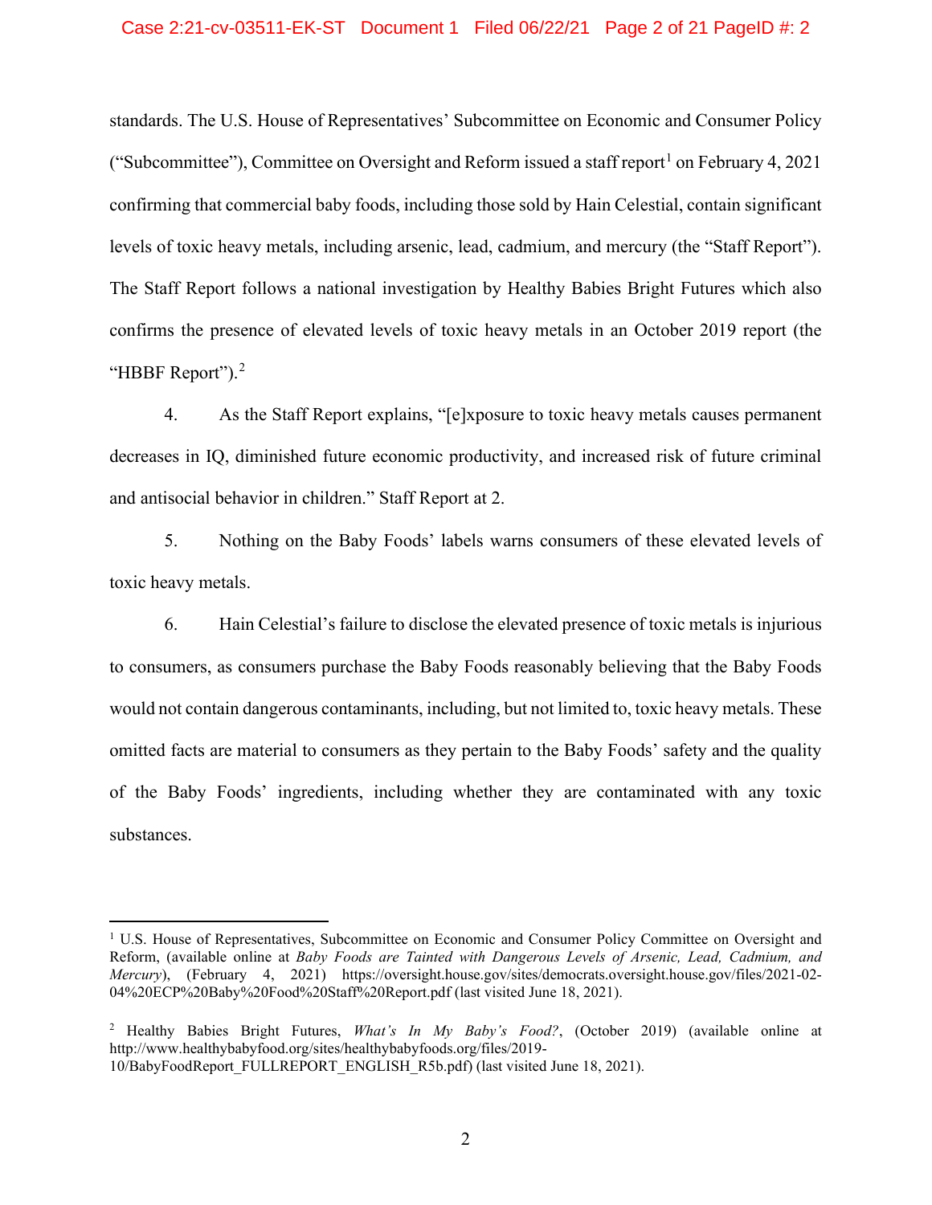standards. The U.S. House of Representatives' Subcommittee on Economic and Consumer Policy ("Subcommittee"), Committee on Oversight and Reform issued a staff report[1] on February 4, 2021 confirming that commercial baby foods, including those sold by Hain Celestial, contain significant levels of toxic heavy metals, including arsenic, lead, cadmium, and mercury (the "Staff Report"). The Staff Report follows a national investigation by Healthy Babies Bright Futures which also confirms the presence of elevated levels of toxic heavy metals in an October 2019 report (the "HBBF Report").[2]

4. As the Staff Report explains, "[e]xposure to toxic heavy metals causes permanent decreases in IQ, diminished future economic productivity, and increased risk of future criminal and antisocial behavior in children." Staff Report at 2.

5. Nothing on the Baby Foods' labels warns consumers of these elevated levels of toxic heavy metals.

6. Hain Celestial's failure to disclose the elevated presence of toxic metals is injurious to consumers, as consumers purchase the Baby Foods reasonably believing that the Baby Foods would not contain dangerous contaminants, including, but not limited to, toxic heavy metals. These omitted facts are material to consumers as they pertain to the Baby Foods' safety and the quality of the Baby Foods' ingredients, including whether they are contaminated with any toxic substances.

---

[1] U.S. House of Representatives, Subcommittee on Economic and Consumer Policy Committee on Oversight and Reform, (available online at *Baby Foods are Tainted with Dangerous Levels of Arsenic, Lead, Cadmium, and Mercury*), (February 4, 2021) https://oversight.house.gov/sites/democrats.oversight.house.gov/files/2021-02-04%20ECP%20Baby%20Food%20Staff%20Report.pdf (last visited June 18, 2021).

[2] Healthy Babies Bright Futures, *What's In My Baby's Food?*, (October 2019) (available online at http://www.healthybabyfood.org/sites/healthybabyfoods.org/files/2019-10/BabyFoodReport_FULLREPORT_ENGLISH_R5b.pdf) (last visited June 18, 2021).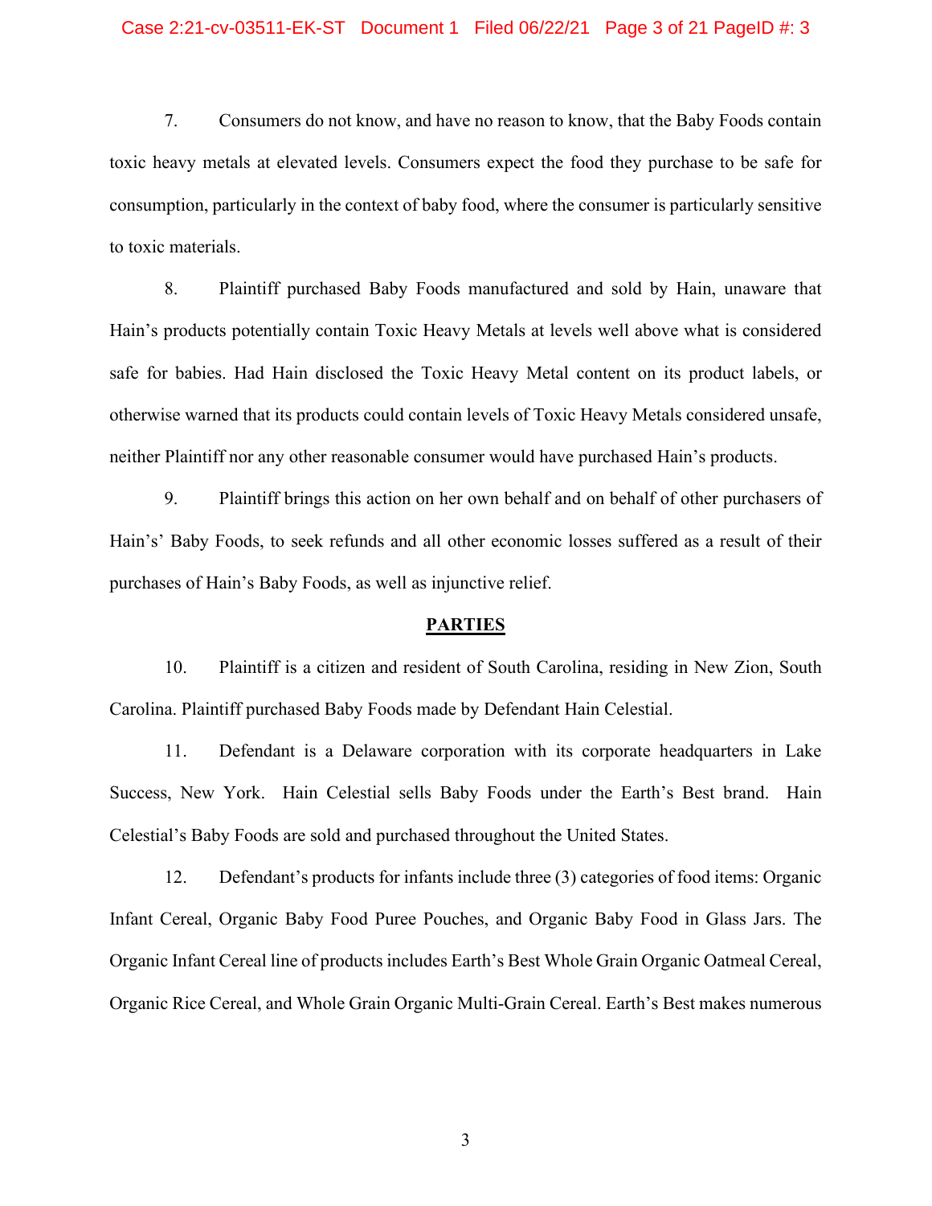7. Consumers do not know, and have no reason to know, that the Baby Foods contain toxic heavy metals at elevated levels. Consumers expect the food they purchase to be safe for consumption, particularly in the context of baby food, where the consumer is particularly sensitive to toxic materials.

8. Plaintiff purchased Baby Foods manufactured and sold by Hain, unaware that Hain's products potentially contain Toxic Heavy Metals at levels well above what is considered safe for babies. Had Hain disclosed the Toxic Heavy Metal content on its product labels, or otherwise warned that its products could contain levels of Toxic Heavy Metals considered unsafe, neither Plaintiff nor any other reasonable consumer would have purchased Hain's products.

9. Plaintiff brings this action on her own behalf and on behalf of other purchasers of Hain's' Baby Foods, to seek refunds and all other economic losses suffered as a result of their purchases of Hain's Baby Foods, as well as injunctive relief.

## PARTIES

10. Plaintiff is a citizen and resident of South Carolina, residing in New Zion, South Carolina. Plaintiff purchased Baby Foods made by Defendant Hain Celestial.

11. Defendant is a Delaware corporation with its corporate headquarters in Lake Success, New York. Hain Celestial sells Baby Foods under the Earth's Best brand. Hain Celestial's Baby Foods are sold and purchased throughout the United States.

12. Defendant's products for infants include three (3) categories of food items: Organic Infant Cereal, Organic Baby Food Puree Pouches, and Organic Baby Food in Glass Jars. The Organic Infant Cereal line of products includes Earth's Best Whole Grain Organic Oatmeal Cereal, Organic Rice Cereal, and Whole Grain Organic Multi-Grain Cereal. Earth's Best makes numerous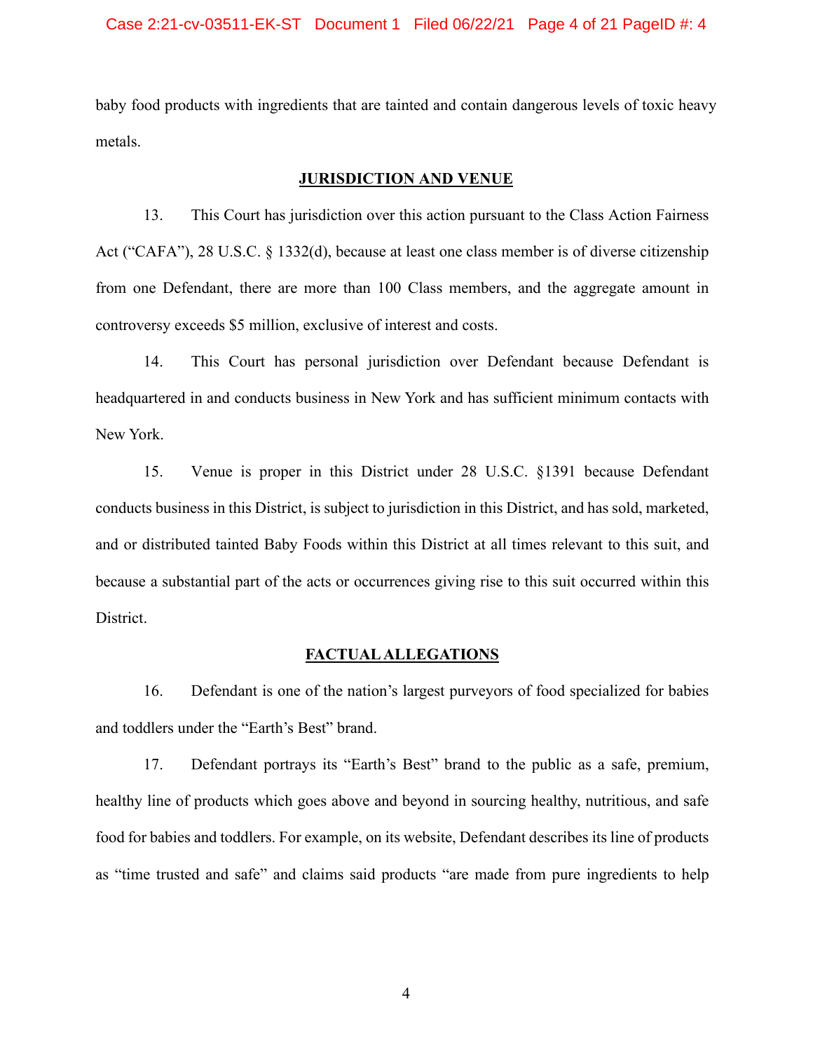baby food products with ingredients that are tainted and contain dangerous levels of toxic heavy metals.

## JURISDICTION AND VENUE

13. This Court has jurisdiction over this action pursuant to the Class Action Fairness Act ("CAFA"), 28 U.S.C. § 1332(d), because at least one class member is of diverse citizenship from one Defendant, there are more than 100 Class members, and the aggregate amount in controversy exceeds $5 million, exclusive of interest and costs.

14. This Court has personal jurisdiction over Defendant because Defendant is headquartered in and conducts business in New York and has sufficient minimum contacts with New York.

15. Venue is proper in this District under 28 U.S.C. §1391 because Defendant conducts business in this District, is subject to jurisdiction in this District, and has sold, marketed, and or distributed tainted Baby Foods within this District at all times relevant to this suit, and because a substantial part of the acts or occurrences giving rise to this suit occurred within this District.

## FACTUAL ALLEGATIONS

16. Defendant is one of the nation's largest purveyors of food specialized for babies and toddlers under the "Earth's Best" brand.

17. Defendant portrays its "Earth's Best" brand to the public as a safe, premium, healthy line of products which goes above and beyond in sourcing healthy, nutritious, and safe food for babies and toddlers. For example, on its website, Defendant describes its line of products as "time trusted and safe" and claims said products "are made from pure ingredients to help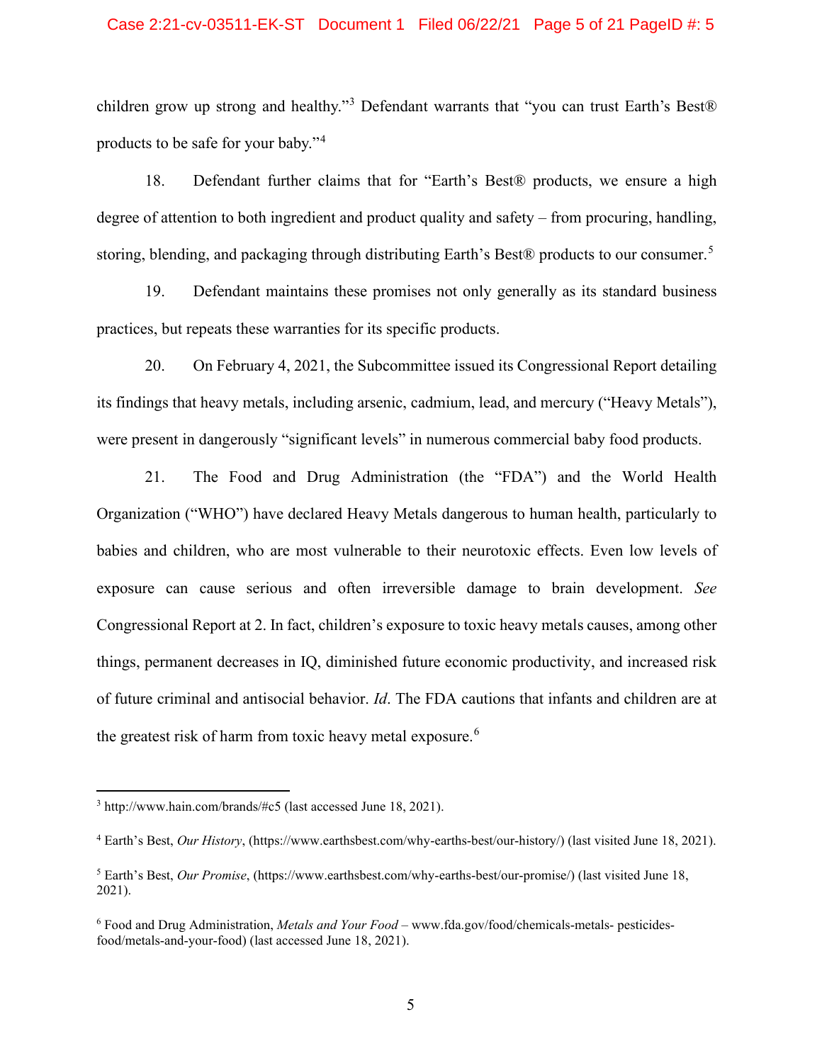children grow up strong and healthy."[3] Defendant warrants that "you can trust Earth's Best® products to be safe for your baby."[4]

18. Defendant further claims that for "Earth's Best® products, we ensure a high degree of attention to both ingredient and product quality and safety – from procuring, handling, storing, blending, and packaging through distributing Earth's Best® products to our consumer.[5]

19. Defendant maintains these promises not only generally as its standard business practices, but repeats these warranties for its specific products.

20. On February 4, 2021, the Subcommittee issued its Congressional Report detailing its findings that heavy metals, including arsenic, cadmium, lead, and mercury ("Heavy Metals"), were present in dangerously "significant levels" in numerous commercial baby food products.

21. The Food and Drug Administration (the "FDA") and the World Health Organization ("WHO") have declared Heavy Metals dangerous to human health, particularly to babies and children, who are most vulnerable to their neurotoxic effects. Even low levels of exposure can cause serious and often irreversible damage to brain development. *See* Congressional Report at 2. In fact, children's exposure to toxic heavy metals causes, among other things, permanent decreases in IQ, diminished future economic productivity, and increased risk of future criminal and antisocial behavior. *Id*. The FDA cautions that infants and children are at the greatest risk of harm from toxic heavy metal exposure.[6]

---

[3] http://www.hain.com/brands/#c5 (last accessed June 18, 2021).

[4] Earth's Best, *Our History*, (https://www.earthsbest.com/why-earths-best/our-history/) (last visited June 18, 2021).

[5] Earth's Best, *Our Promise*, (https://www.earthsbest.com/why-earths-best/our-promise/) (last visited June 18, 2021).

[6] Food and Drug Administration, *Metals and Your Food* – www.fda.gov/food/chemicals-metals- pesticides-food/metals-and-your-food) (last accessed June 18, 2021).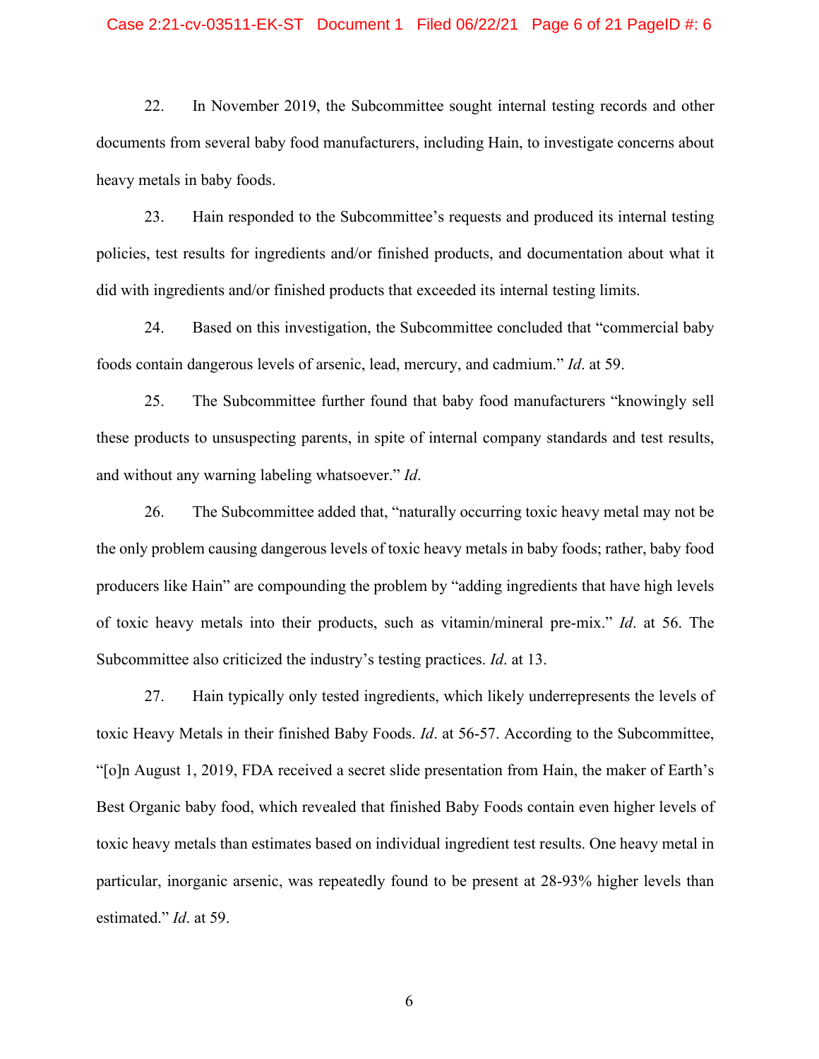22. In November 2019, the Subcommittee sought internal testing records and other documents from several baby food manufacturers, including Hain, to investigate concerns about heavy metals in baby foods.

23. Hain responded to the Subcommittee's requests and produced its internal testing policies, test results for ingredients and/or finished products, and documentation about what it did with ingredients and/or finished products that exceeded its internal testing limits.

24. Based on this investigation, the Subcommittee concluded that "commercial baby foods contain dangerous levels of arsenic, lead, mercury, and cadmium." *Id*. at 59.

25. The Subcommittee further found that baby food manufacturers "knowingly sell these products to unsuspecting parents, in spite of internal company standards and test results, and without any warning labeling whatsoever." *Id*.

26. The Subcommittee added that, "naturally occurring toxic heavy metal may not be the only problem causing dangerous levels of toxic heavy metals in baby foods; rather, baby food producers like Hain" are compounding the problem by "adding ingredients that have high levels of toxic heavy metals into their products, such as vitamin/mineral pre-mix." *Id*. at 56. The Subcommittee also criticized the industry's testing practices. *Id*. at 13.

27. Hain typically only tested ingredients, which likely underrepresents the levels of toxic Heavy Metals in their finished Baby Foods. *Id*. at 56-57. According to the Subcommittee, "[o]n August 1, 2019, FDA received a secret slide presentation from Hain, the maker of Earth's Best Organic baby food, which revealed that finished Baby Foods contain even higher levels of toxic heavy metals than estimates based on individual ingredient test results. One heavy metal in particular, inorganic arsenic, was repeatedly found to be present at 28-93% higher levels than estimated." *Id*. at 59.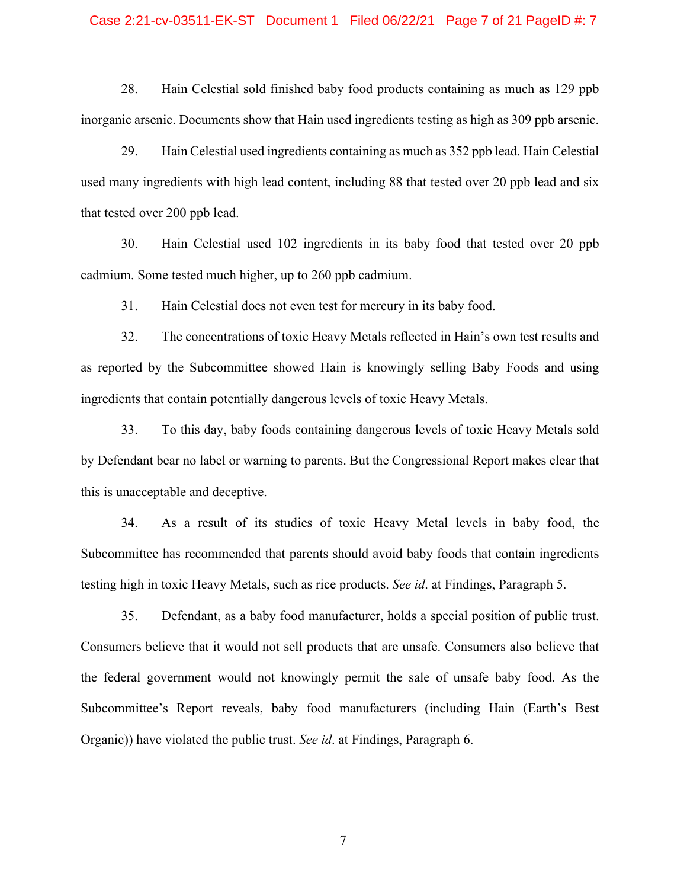28. Hain Celestial sold finished baby food products containing as much as 129 ppb inorganic arsenic. Documents show that Hain used ingredients testing as high as 309 ppb arsenic.

29. Hain Celestial used ingredients containing as much as 352 ppb lead. Hain Celestial used many ingredients with high lead content, including 88 that tested over 20 ppb lead and six that tested over 200 ppb lead.

30. Hain Celestial used 102 ingredients in its baby food that tested over 20 ppb cadmium. Some tested much higher, up to 260 ppb cadmium.

31. Hain Celestial does not even test for mercury in its baby food.

32. The concentrations of toxic Heavy Metals reflected in Hain's own test results and as reported by the Subcommittee showed Hain is knowingly selling Baby Foods and using ingredients that contain potentially dangerous levels of toxic Heavy Metals.

33. To this day, baby foods containing dangerous levels of toxic Heavy Metals sold by Defendant bear no label or warning to parents. But the Congressional Report makes clear that this is unacceptable and deceptive.

34. As a result of its studies of toxic Heavy Metal levels in baby food, the Subcommittee has recommended that parents should avoid baby foods that contain ingredients testing high in toxic Heavy Metals, such as rice products. *See id*. at Findings, Paragraph 5.

35. Defendant, as a baby food manufacturer, holds a special position of public trust. Consumers believe that it would not sell products that are unsafe. Consumers also believe that the federal government would not knowingly permit the sale of unsafe baby food. As the Subcommittee's Report reveals, baby food manufacturers (including Hain (Earth's Best Organic)) have violated the public trust. *See id*. at Findings, Paragraph 6.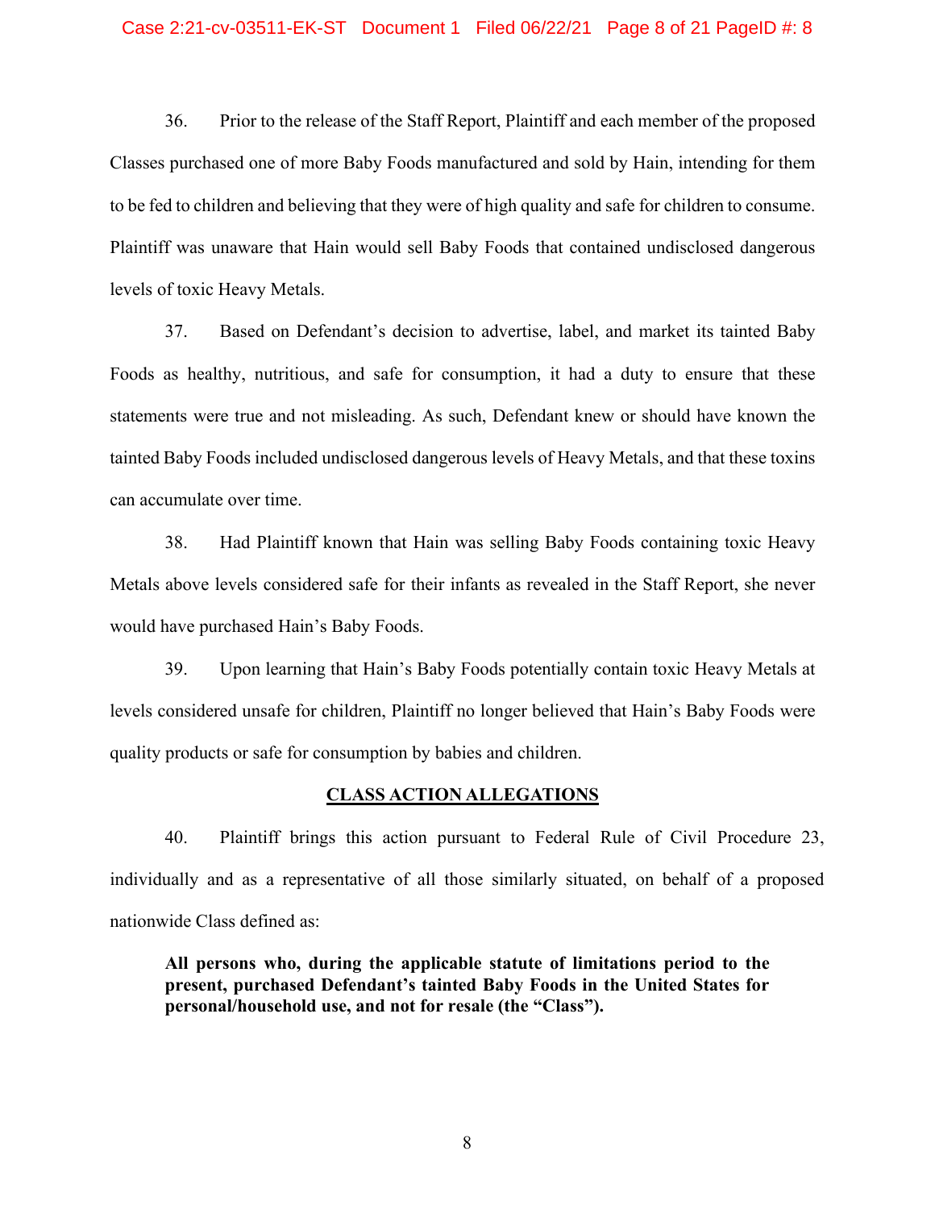36. Prior to the release of the Staff Report, Plaintiff and each member of the proposed Classes purchased one of more Baby Foods manufactured and sold by Hain, intending for them to be fed to children and believing that they were of high quality and safe for children to consume. Plaintiff was unaware that Hain would sell Baby Foods that contained undisclosed dangerous levels of toxic Heavy Metals.

37. Based on Defendant's decision to advertise, label, and market its tainted Baby Foods as healthy, nutritious, and safe for consumption, it had a duty to ensure that these statements were true and not misleading. As such, Defendant knew or should have known the tainted Baby Foods included undisclosed dangerous levels of Heavy Metals, and that these toxins can accumulate over time.

38. Had Plaintiff known that Hain was selling Baby Foods containing toxic Heavy Metals above levels considered safe for their infants as revealed in the Staff Report, she never would have purchased Hain's Baby Foods.

39. Upon learning that Hain's Baby Foods potentially contain toxic Heavy Metals at levels considered unsafe for children, Plaintiff no longer believed that Hain's Baby Foods were quality products or safe for consumption by babies and children.

## CLASS ACTION ALLEGATIONS

40. Plaintiff brings this action pursuant to Federal Rule of Civil Procedure 23, individually and as a representative of all those similarly situated, on behalf of a proposed nationwide Class defined as:

> **All persons who, during the applicable statute of limitations period to the present, purchased Defendant's tainted Baby Foods in the United States for personal/household use, and not for resale (the "Class").**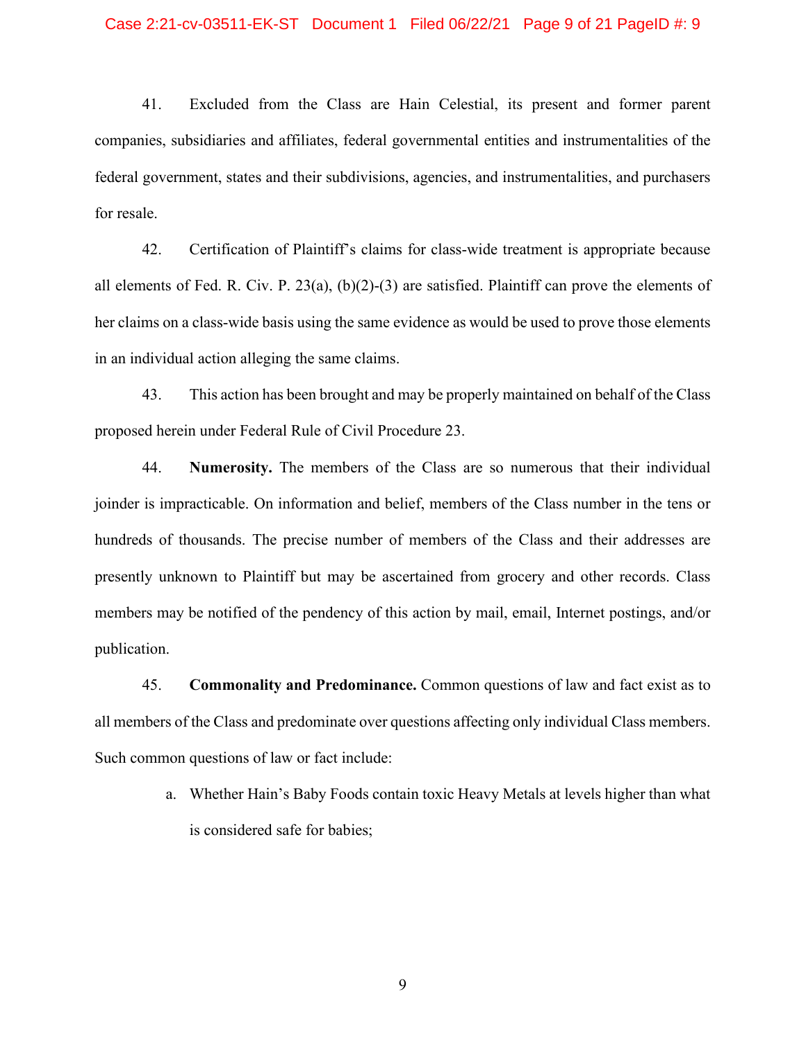41. Excluded from the Class are Hain Celestial, its present and former parent companies, subsidiaries and affiliates, federal governmental entities and instrumentalities of the federal government, states and their subdivisions, agencies, and instrumentalities, and purchasers for resale.

42. Certification of Plaintiff's claims for class-wide treatment is appropriate because all elements of Fed. R. Civ. P. 23(a), (b)(2)-(3) are satisfied. Plaintiff can prove the elements of her claims on a class-wide basis using the same evidence as would be used to prove those elements in an individual action alleging the same claims.

43. This action has been brought and may be properly maintained on behalf of the Class proposed herein under Federal Rule of Civil Procedure 23.

44. **Numerosity.** The members of the Class are so numerous that their individual joinder is impracticable. On information and belief, members of the Class number in the tens or hundreds of thousands. The precise number of members of the Class and their addresses are presently unknown to Plaintiff but may be ascertained from grocery and other records. Class members may be notified of the pendency of this action by mail, email, Internet postings, and/or publication.

45. **Commonality and Predominance.** Common questions of law and fact exist as to all members of the Class and predominate over questions affecting only individual Class members. Such common questions of law or fact include:

   a. Whether Hain's Baby Foods contain toxic Heavy Metals at levels higher than what is considered safe for babies;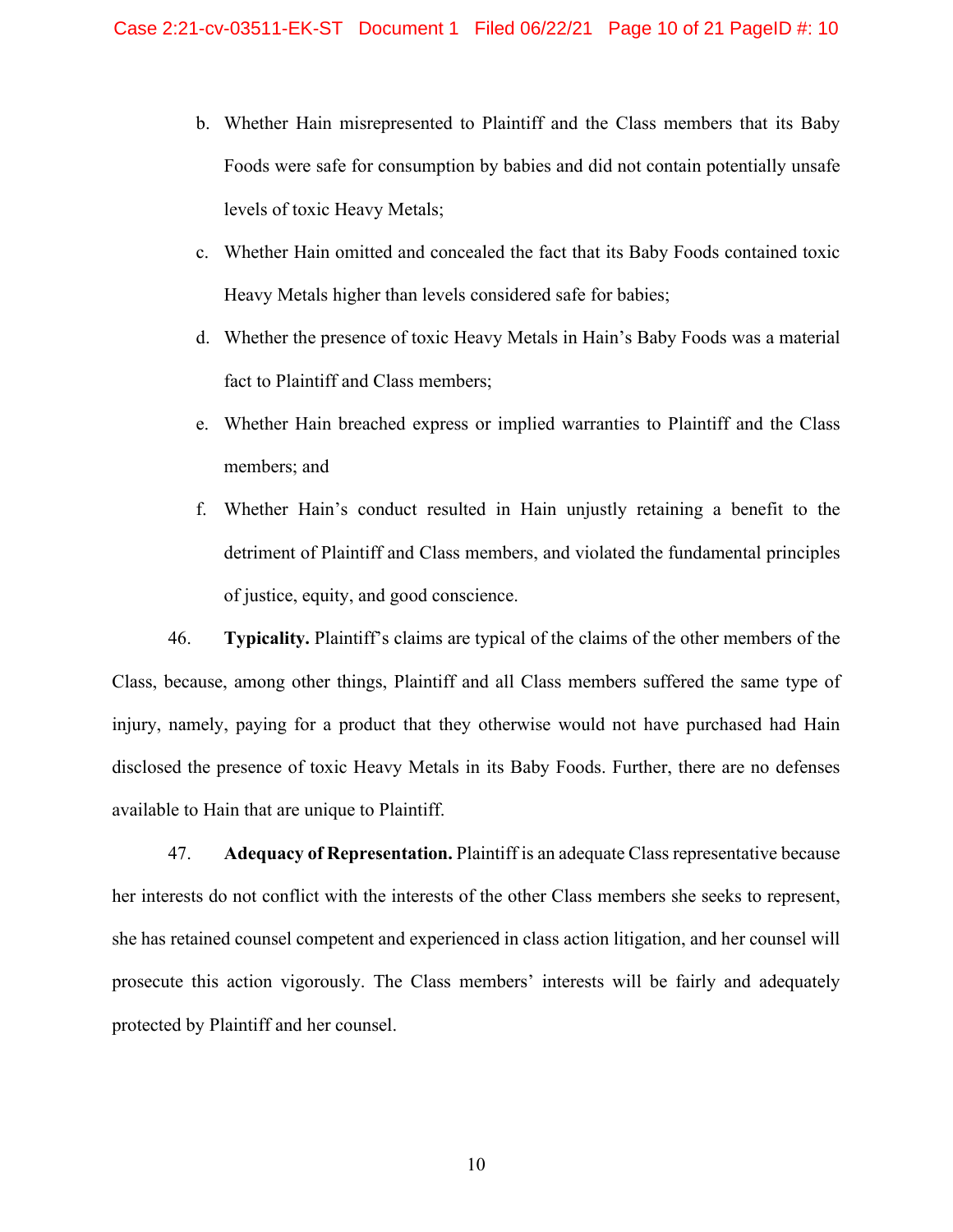b. Whether Hain misrepresented to Plaintiff and the Class members that its Baby Foods were safe for consumption by babies and did not contain potentially unsafe levels of toxic Heavy Metals;

c. Whether Hain omitted and concealed the fact that its Baby Foods contained toxic Heavy Metals higher than levels considered safe for babies;

d. Whether the presence of toxic Heavy Metals in Hain's Baby Foods was a material fact to Plaintiff and Class members;

e. Whether Hain breached express or implied warranties to Plaintiff and the Class members; and

f. Whether Hain's conduct resulted in Hain unjustly retaining a benefit to the detriment of Plaintiff and Class members, and violated the fundamental principles of justice, equity, and good conscience.

46. **Typicality.** Plaintiff's claims are typical of the claims of the other members of the Class, because, among other things, Plaintiff and all Class members suffered the same type of injury, namely, paying for a product that they otherwise would not have purchased had Hain disclosed the presence of toxic Heavy Metals in its Baby Foods. Further, there are no defenses available to Hain that are unique to Plaintiff.

47. **Adequacy of Representation.** Plaintiff is an adequate Class representative because her interests do not conflict with the interests of the other Class members she seeks to represent, she has retained counsel competent and experienced in class action litigation, and her counsel will prosecute this action vigorously. The Class members' interests will be fairly and adequately protected by Plaintiff and her counsel.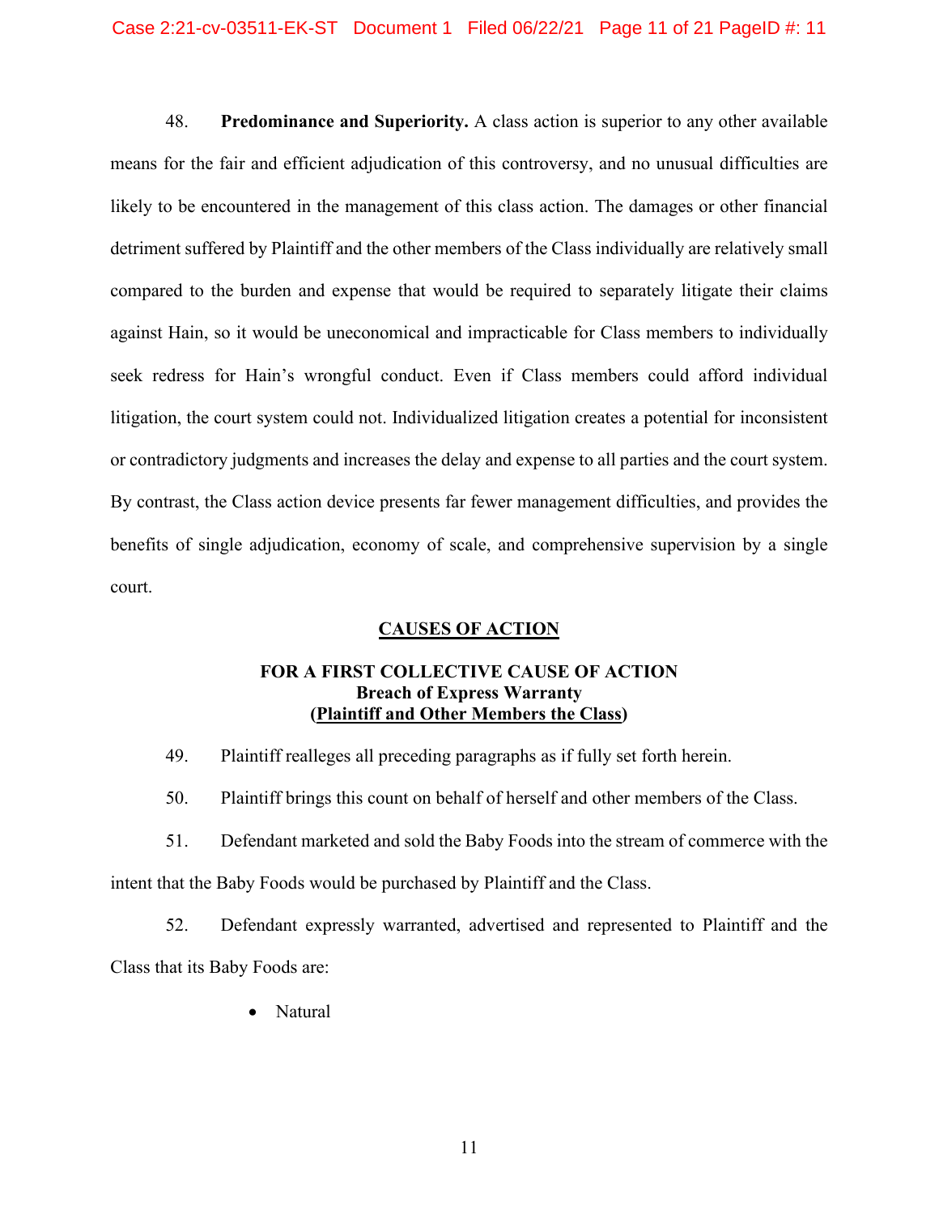48. **Predominance and Superiority.** A class action is superior to any other available means for the fair and efficient adjudication of this controversy, and no unusual difficulties are likely to be encountered in the management of this class action. The damages or other financial detriment suffered by Plaintiff and the other members of the Class individually are relatively small compared to the burden and expense that would be required to separately litigate their claims against Hain, so it would be uneconomical and impracticable for Class members to individually seek redress for Hain's wrongful conduct. Even if Class members could afford individual litigation, the court system could not. Individualized litigation creates a potential for inconsistent or contradictory judgments and increases the delay and expense to all parties and the court system. By contrast, the Class action device presents far fewer management difficulties, and provides the benefits of single adjudication, economy of scale, and comprehensive supervision by a single court.

## CAUSES OF ACTION

### FOR A FIRST COLLECTIVE CAUSE OF ACTION
### Breach of Express Warranty
### (Plaintiff and Other Members the Class)

49. Plaintiff realleges all preceding paragraphs as if fully set forth herein.

50. Plaintiff brings this count on behalf of herself and other members of the Class.

51. Defendant marketed and sold the Baby Foods into the stream of commerce with the intent that the Baby Foods would be purchased by Plaintiff and the Class.

52. Defendant expressly warranted, advertised and represented to Plaintiff and the Class that its Baby Foods are:

- Natural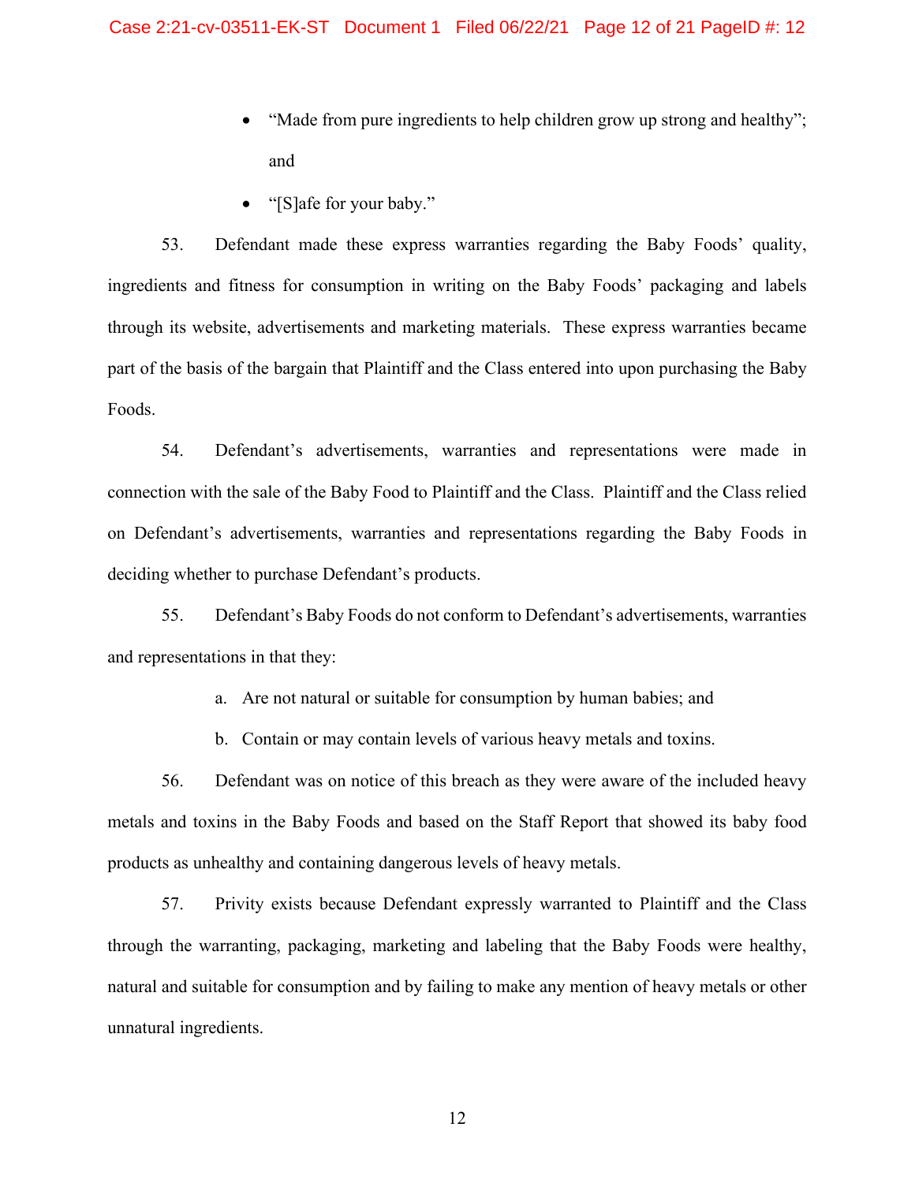- "Made from pure ingredients to help children grow up strong and healthy"; and
- "[S]afe for your baby."

53. Defendant made these express warranties regarding the Baby Foods' quality, ingredients and fitness for consumption in writing on the Baby Foods' packaging and labels through its website, advertisements and marketing materials. These express warranties became part of the basis of the bargain that Plaintiff and the Class entered into upon purchasing the Baby Foods.

54. Defendant's advertisements, warranties and representations were made in connection with the sale of the Baby Food to Plaintiff and the Class. Plaintiff and the Class relied on Defendant's advertisements, warranties and representations regarding the Baby Foods in deciding whether to purchase Defendant's products.

55. Defendant's Baby Foods do not conform to Defendant's advertisements, warranties and representations in that they:

a. Are not natural or suitable for consumption by human babies; and

b. Contain or may contain levels of various heavy metals and toxins.

56. Defendant was on notice of this breach as they were aware of the included heavy metals and toxins in the Baby Foods and based on the Staff Report that showed its baby food products as unhealthy and containing dangerous levels of heavy metals.

57. Privity exists because Defendant expressly warranted to Plaintiff and the Class through the warranting, packaging, marketing and labeling that the Baby Foods were healthy, natural and suitable for consumption and by failing to make any mention of heavy metals or other unnatural ingredients.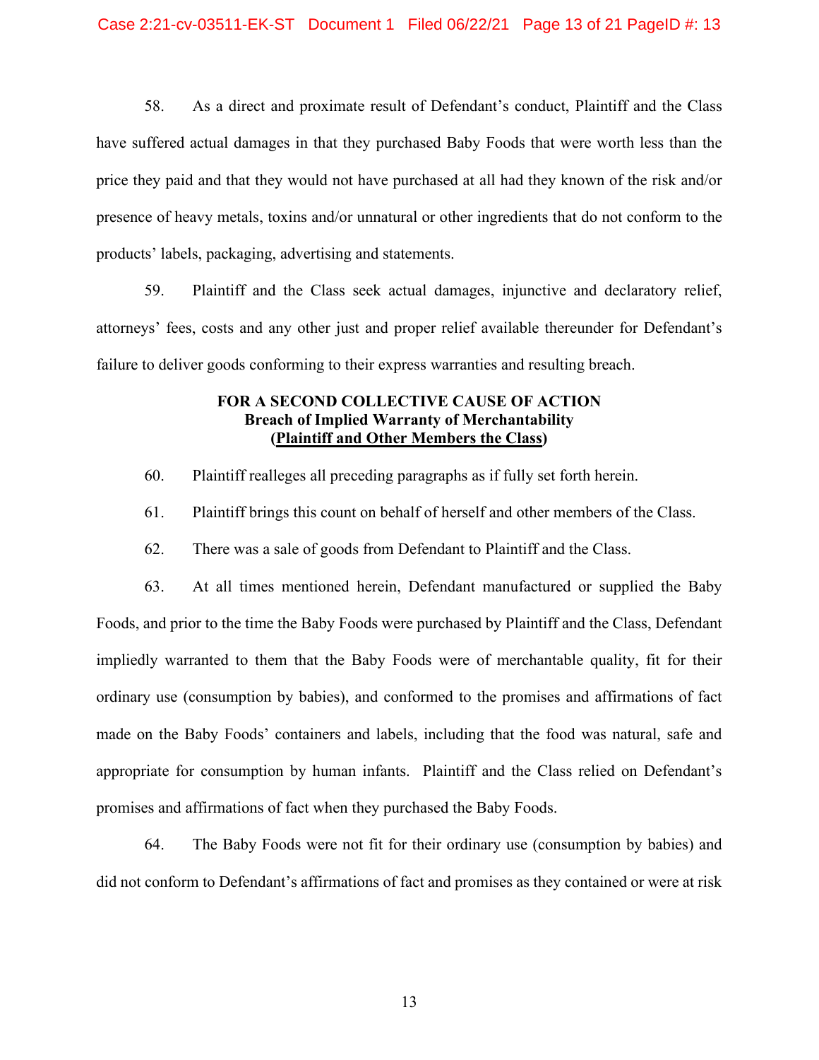58. As a direct and proximate result of Defendant's conduct, Plaintiff and the Class have suffered actual damages in that they purchased Baby Foods that were worth less than the price they paid and that they would not have purchased at all had they known of the risk and/or presence of heavy metals, toxins and/or unnatural or other ingredients that do not conform to the products' labels, packaging, advertising and statements.

59. Plaintiff and the Class seek actual damages, injunctive and declaratory relief, attorneys' fees, costs and any other just and proper relief available thereunder for Defendant's failure to deliver goods conforming to their express warranties and resulting breach.

**FOR A SECOND COLLECTIVE CAUSE OF ACTION**
**Breach of Implied Warranty of Merchantability**
**(<u>Plaintiff and Other Members the Class</u>)**

60. Plaintiff realleges all preceding paragraphs as if fully set forth herein.

61. Plaintiff brings this count on behalf of herself and other members of the Class.

62. There was a sale of goods from Defendant to Plaintiff and the Class.

63. At all times mentioned herein, Defendant manufactured or supplied the Baby Foods, and prior to the time the Baby Foods were purchased by Plaintiff and the Class, Defendant impliedly warranted to them that the Baby Foods were of merchantable quality, fit for their ordinary use (consumption by babies), and conformed to the promises and affirmations of fact made on the Baby Foods' containers and labels, including that the food was natural, safe and appropriate for consumption by human infants. Plaintiff and the Class relied on Defendant's promises and affirmations of fact when they purchased the Baby Foods.

64. The Baby Foods were not fit for their ordinary use (consumption by babies) and did not conform to Defendant's affirmations of fact and promises as they contained or were at risk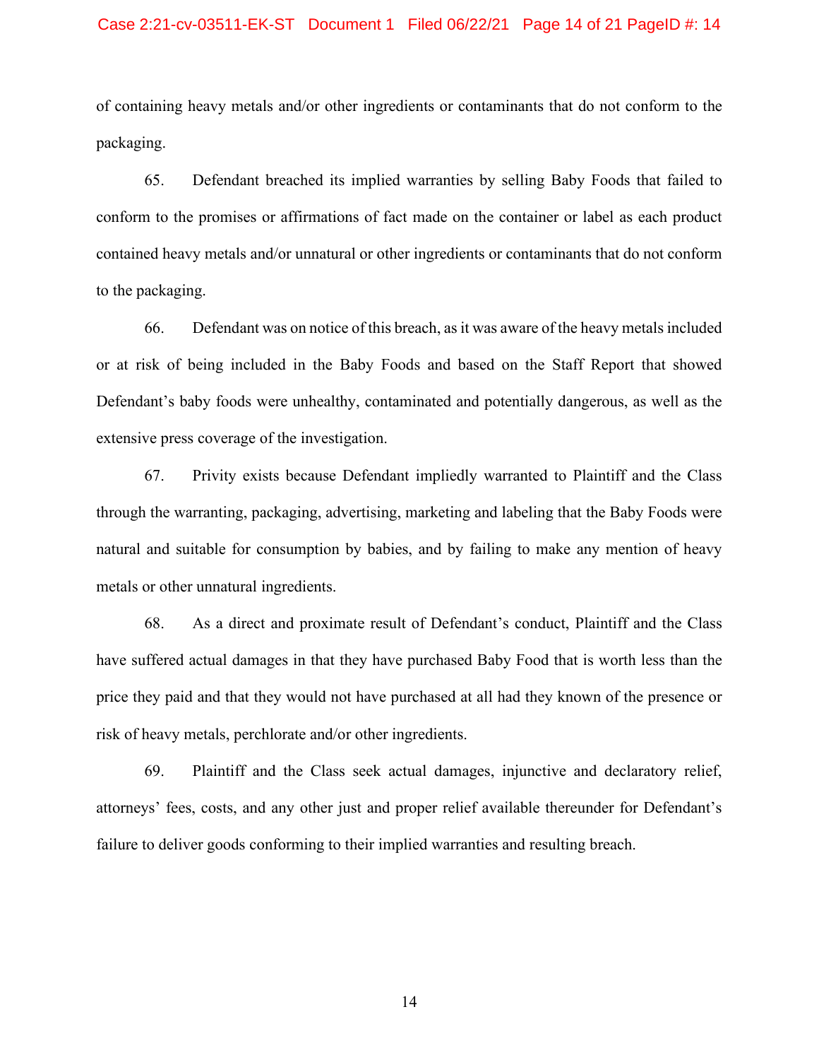of containing heavy metals and/or other ingredients or contaminants that do not conform to the packaging.

65. Defendant breached its implied warranties by selling Baby Foods that failed to conform to the promises or affirmations of fact made on the container or label as each product contained heavy metals and/or unnatural or other ingredients or contaminants that do not conform to the packaging.

66. Defendant was on notice of this breach, as it was aware of the heavy metals included or at risk of being included in the Baby Foods and based on the Staff Report that showed Defendant's baby foods were unhealthy, contaminated and potentially dangerous, as well as the extensive press coverage of the investigation.

67. Privity exists because Defendant impliedly warranted to Plaintiff and the Class through the warranting, packaging, advertising, marketing and labeling that the Baby Foods were natural and suitable for consumption by babies, and by failing to make any mention of heavy metals or other unnatural ingredients.

68. As a direct and proximate result of Defendant's conduct, Plaintiff and the Class have suffered actual damages in that they have purchased Baby Food that is worth less than the price they paid and that they would not have purchased at all had they known of the presence or risk of heavy metals, perchlorate and/or other ingredients.

69. Plaintiff and the Class seek actual damages, injunctive and declaratory relief, attorneys' fees, costs, and any other just and proper relief available thereunder for Defendant's failure to deliver goods conforming to their implied warranties and resulting breach.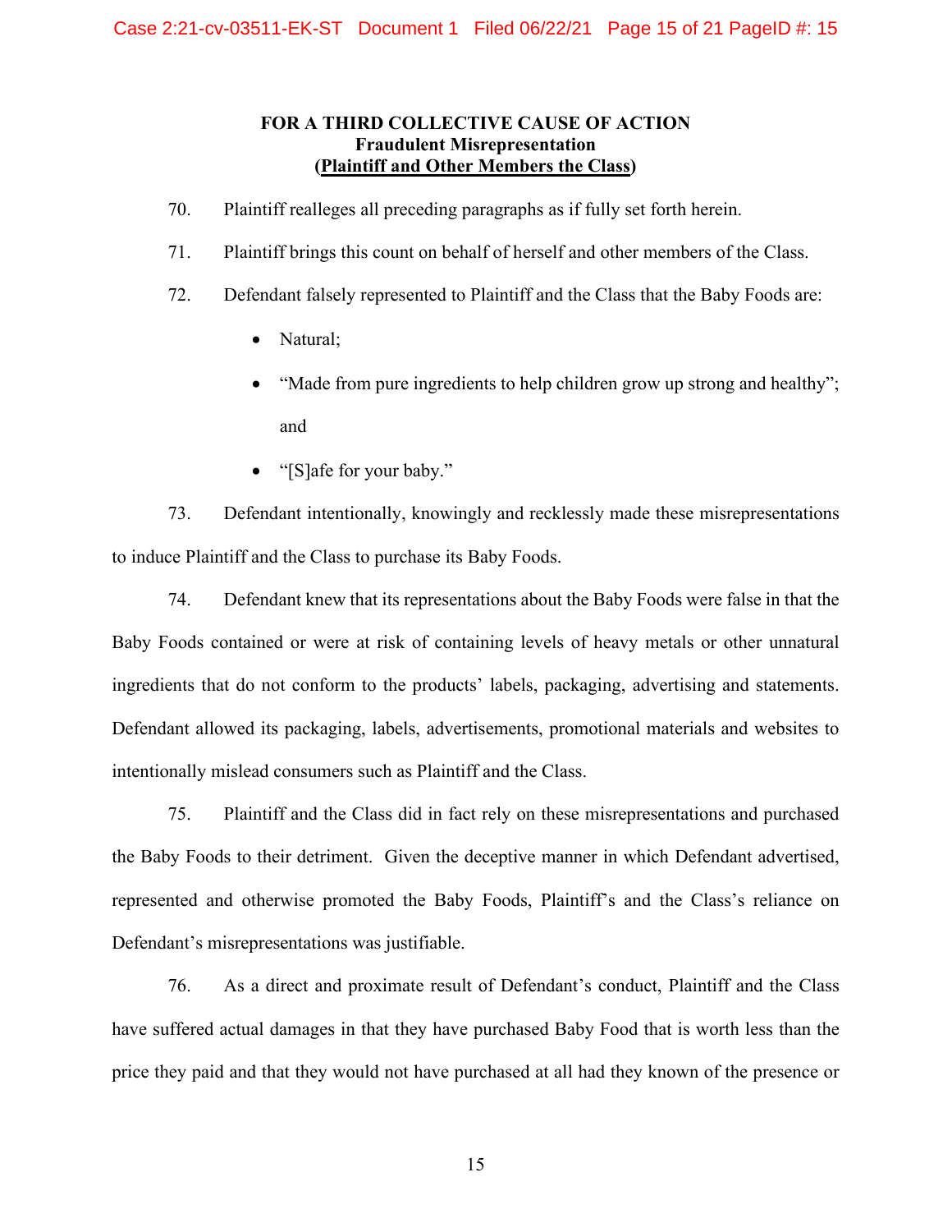**FOR A THIRD COLLECTIVE CAUSE OF ACTION**
**Fraudulent Misrepresentation**
**(Plaintiff and Other Members the Class)**

70. Plaintiff realleges all preceding paragraphs as if fully set forth herein.

71. Plaintiff brings this count on behalf of herself and other members of the Class.

72. Defendant falsely represented to Plaintiff and the Class that the Baby Foods are:

- Natural;
- "Made from pure ingredients to help children grow up strong and healthy"; and
- "[S]afe for your baby."

73. Defendant intentionally, knowingly and recklessly made these misrepresentations to induce Plaintiff and the Class to purchase its Baby Foods.

74. Defendant knew that its representations about the Baby Foods were false in that the Baby Foods contained or were at risk of containing levels of heavy metals or other unnatural ingredients that do not conform to the products' labels, packaging, advertising and statements. Defendant allowed its packaging, labels, advertisements, promotional materials and websites to intentionally mislead consumers such as Plaintiff and the Class.

75. Plaintiff and the Class did in fact rely on these misrepresentations and purchased the Baby Foods to their detriment. Given the deceptive manner in which Defendant advertised, represented and otherwise promoted the Baby Foods, Plaintiff's and the Class's reliance on Defendant's misrepresentations was justifiable.

76. As a direct and proximate result of Defendant's conduct, Plaintiff and the Class have suffered actual damages in that they have purchased Baby Food that is worth less than the price they paid and that they would not have purchased at all had they known of the presence or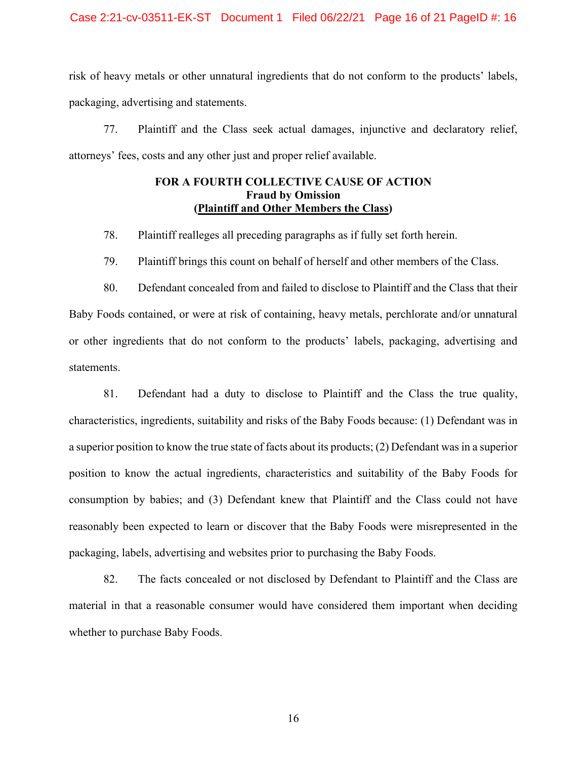risk of heavy metals or other unnatural ingredients that do not conform to the products' labels, packaging, advertising and statements.

77. Plaintiff and the Class seek actual damages, injunctive and declaratory relief, attorneys' fees, costs and any other just and proper relief available.

**FOR A FOURTH COLLECTIVE CAUSE OF ACTION**
**Fraud by Omission**
**(Plaintiff and Other Members the Class)**

78. Plaintiff realleges all preceding paragraphs as if fully set forth herein.

79. Plaintiff brings this count on behalf of herself and other members of the Class.

80. Defendant concealed from and failed to disclose to Plaintiff and the Class that their Baby Foods contained, or were at risk of containing, heavy metals, perchlorate and/or unnatural or other ingredients that do not conform to the products' labels, packaging, advertising and statements.

81. Defendant had a duty to disclose to Plaintiff and the Class the true quality, characteristics, ingredients, suitability and risks of the Baby Foods because: (1) Defendant was in a superior position to know the true state of facts about its products; (2) Defendant was in a superior position to know the actual ingredients, characteristics and suitability of the Baby Foods for consumption by babies; and (3) Defendant knew that Plaintiff and the Class could not have reasonably been expected to learn or discover that the Baby Foods were misrepresented in the packaging, labels, advertising and websites prior to purchasing the Baby Foods.

82. The facts concealed or not disclosed by Defendant to Plaintiff and the Class are material in that a reasonable consumer would have considered them important when deciding whether to purchase Baby Foods.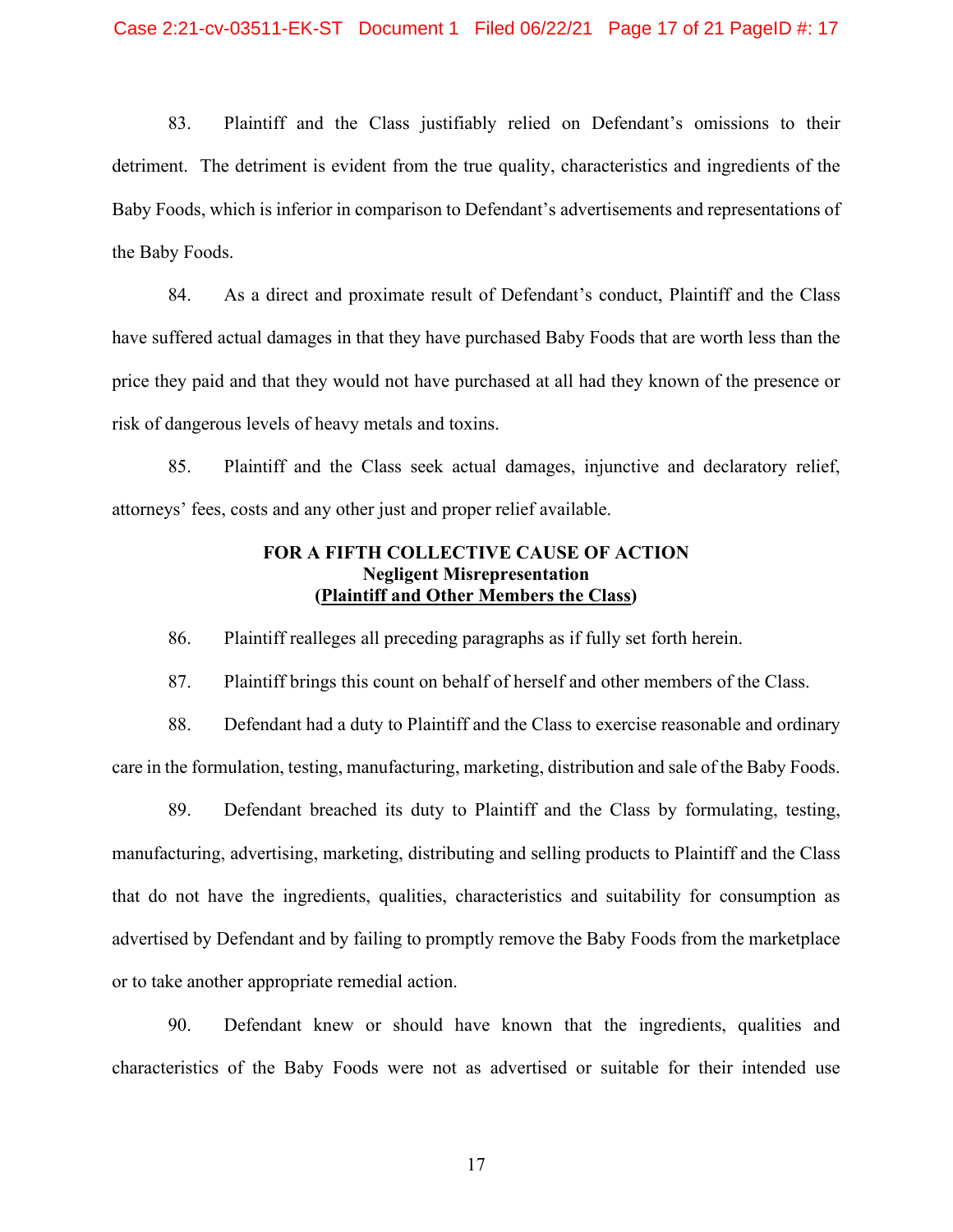83. Plaintiff and the Class justifiably relied on Defendant's omissions to their detriment. The detriment is evident from the true quality, characteristics and ingredients of the Baby Foods, which is inferior in comparison to Defendant's advertisements and representations of the Baby Foods.

84. As a direct and proximate result of Defendant's conduct, Plaintiff and the Class have suffered actual damages in that they have purchased Baby Foods that are worth less than the price they paid and that they would not have purchased at all had they known of the presence or risk of dangerous levels of heavy metals and toxins.

85. Plaintiff and the Class seek actual damages, injunctive and declaratory relief, attorneys' fees, costs and any other just and proper relief available.

**FOR A FIFTH COLLECTIVE CAUSE OF ACTION**
**Negligent Misrepresentation**
**(Plaintiff and Other Members the Class)**

86. Plaintiff realleges all preceding paragraphs as if fully set forth herein.

87. Plaintiff brings this count on behalf of herself and other members of the Class.

88. Defendant had a duty to Plaintiff and the Class to exercise reasonable and ordinary care in the formulation, testing, manufacturing, marketing, distribution and sale of the Baby Foods.

89. Defendant breached its duty to Plaintiff and the Class by formulating, testing, manufacturing, advertising, marketing, distributing and selling products to Plaintiff and the Class that do not have the ingredients, qualities, characteristics and suitability for consumption as advertised by Defendant and by failing to promptly remove the Baby Foods from the marketplace or to take another appropriate remedial action.

90. Defendant knew or should have known that the ingredients, qualities and characteristics of the Baby Foods were not as advertised or suitable for their intended use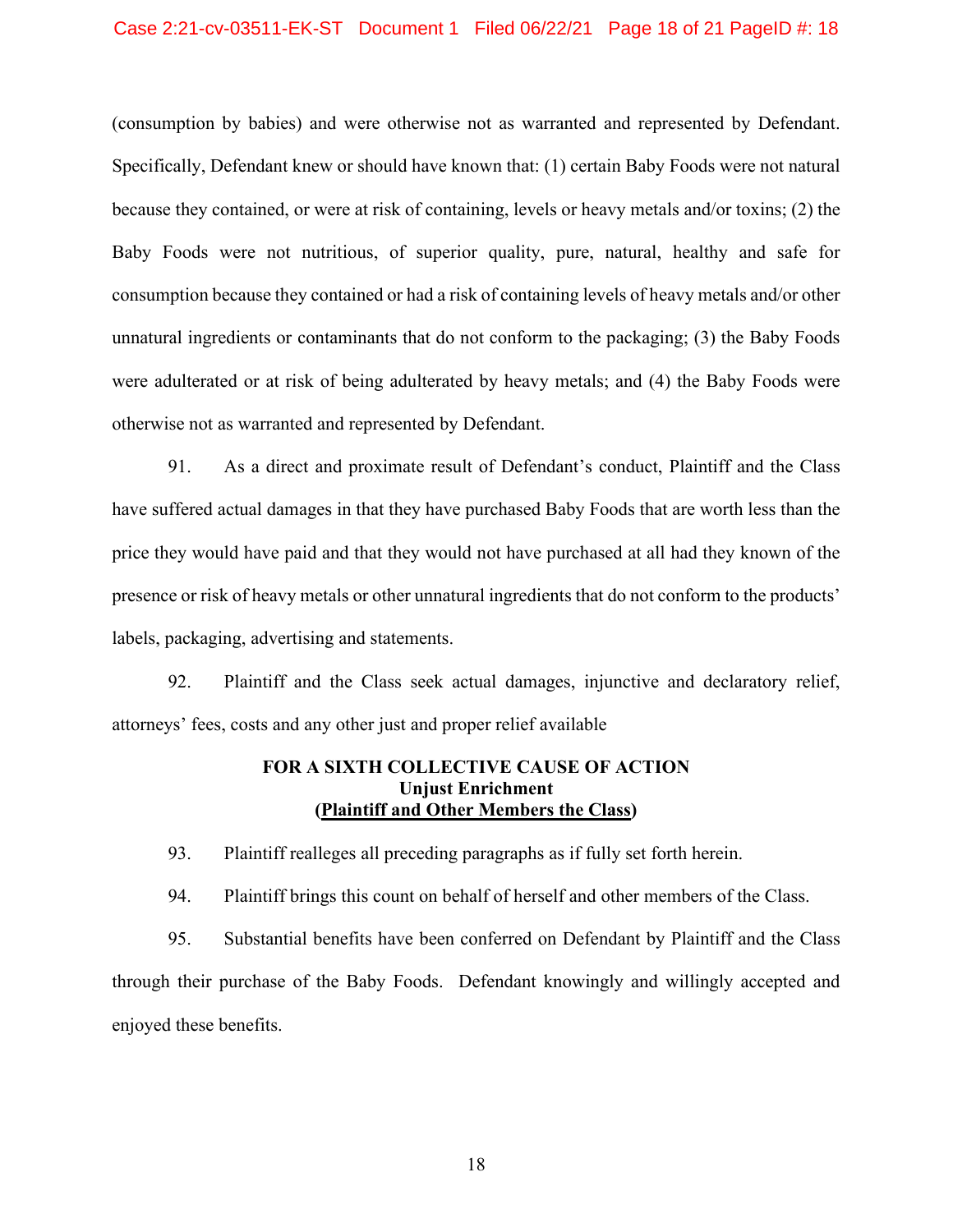(consumption by babies) and were otherwise not as warranted and represented by Defendant. Specifically, Defendant knew or should have known that: (1) certain Baby Foods were not natural because they contained, or were at risk of containing, levels or heavy metals and/or toxins; (2) the Baby Foods were not nutritious, of superior quality, pure, natural, healthy and safe for consumption because they contained or had a risk of containing levels of heavy metals and/or other unnatural ingredients or contaminants that do not conform to the packaging; (3) the Baby Foods were adulterated or at risk of being adulterated by heavy metals; and (4) the Baby Foods were otherwise not as warranted and represented by Defendant.

91. As a direct and proximate result of Defendant's conduct, Plaintiff and the Class have suffered actual damages in that they have purchased Baby Foods that are worth less than the price they would have paid and that they would not have purchased at all had they known of the presence or risk of heavy metals or other unnatural ingredients that do not conform to the products' labels, packaging, advertising and statements.

92. Plaintiff and the Class seek actual damages, injunctive and declaratory relief, attorneys' fees, costs and any other just and proper relief available

**FOR A SIXTH COLLECTIVE CAUSE OF ACTION**
**Unjust Enrichment**
**(Plaintiff and Other Members the Class)**

93. Plaintiff realleges all preceding paragraphs as if fully set forth herein.

94. Plaintiff brings this count on behalf of herself and other members of the Class.

95. Substantial benefits have been conferred on Defendant by Plaintiff and the Class through their purchase of the Baby Foods. Defendant knowingly and willingly accepted and enjoyed these benefits.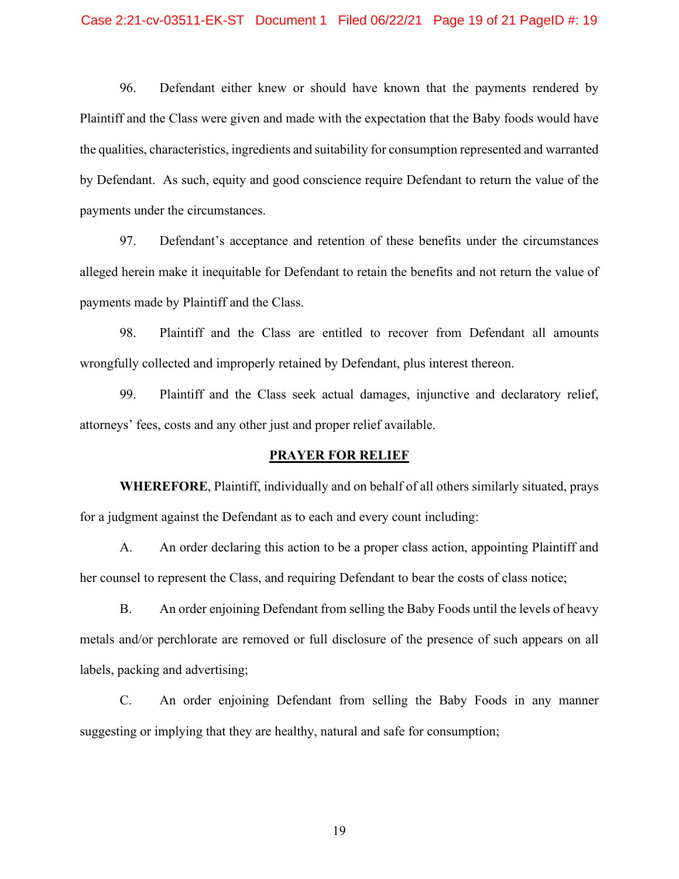96. Defendant either knew or should have known that the payments rendered by Plaintiff and the Class were given and made with the expectation that the Baby foods would have the qualities, characteristics, ingredients and suitability for consumption represented and warranted by Defendant. As such, equity and good conscience require Defendant to return the value of the payments under the circumstances.

97. Defendant's acceptance and retention of these benefits under the circumstances alleged herein make it inequitable for Defendant to retain the benefits and not return the value of payments made by Plaintiff and the Class.

98. Plaintiff and the Class are entitled to recover from Defendant all amounts wrongfully collected and improperly retained by Defendant, plus interest thereon.

99. Plaintiff and the Class seek actual damages, injunctive and declaratory relief, attorneys' fees, costs and any other just and proper relief available.

## PRAYER FOR RELIEF

**WHEREFORE**, Plaintiff, individually and on behalf of all others similarly situated, prays for a judgment against the Defendant as to each and every count including:

A. An order declaring this action to be a proper class action, appointing Plaintiff and her counsel to represent the Class, and requiring Defendant to bear the costs of class notice;

B. An order enjoining Defendant from selling the Baby Foods until the levels of heavy metals and/or perchlorate are removed or full disclosure of the presence of such appears on all labels, packing and advertising;

C. An order enjoining Defendant from selling the Baby Foods in any manner suggesting or implying that they are healthy, natural and safe for consumption;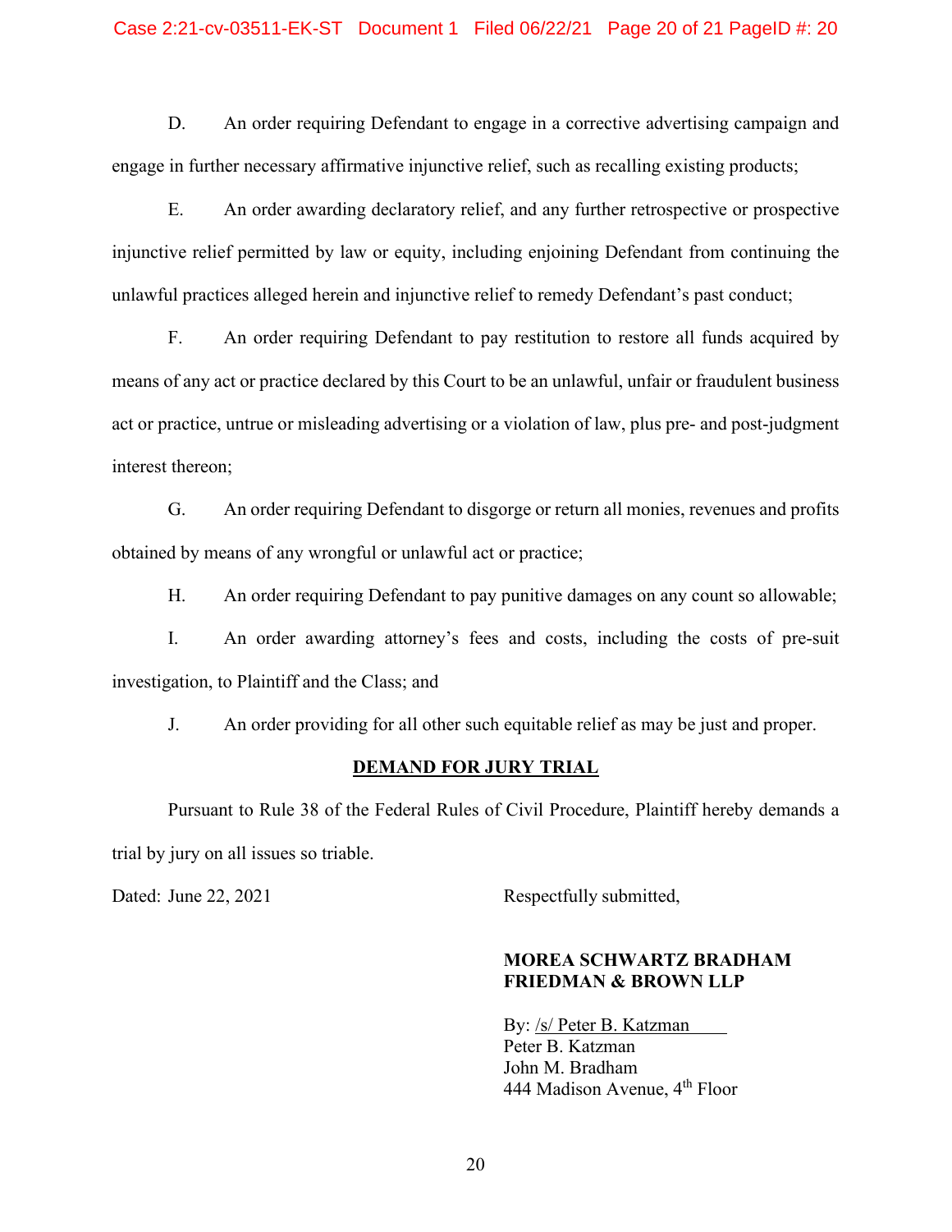D. An order requiring Defendant to engage in a corrective advertising campaign and engage in further necessary affirmative injunctive relief, such as recalling existing products;

E. An order awarding declaratory relief, and any further retrospective or prospective injunctive relief permitted by law or equity, including enjoining Defendant from continuing the unlawful practices alleged herein and injunctive relief to remedy Defendant's past conduct;

F. An order requiring Defendant to pay restitution to restore all funds acquired by means of any act or practice declared by this Court to be an unlawful, unfair or fraudulent business act or practice, untrue or misleading advertising or a violation of law, plus pre- and post-judgment interest thereon;

G. An order requiring Defendant to disgorge or return all monies, revenues and profits obtained by means of any wrongful or unlawful act or practice;

H. An order requiring Defendant to pay punitive damages on any count so allowable;

I. An order awarding attorney's fees and costs, including the costs of pre-suit investigation, to Plaintiff and the Class; and

J. An order providing for all other such equitable relief as may be just and proper.

**DEMAND FOR JURY TRIAL**

Pursuant to Rule 38 of the Federal Rules of Civil Procedure, Plaintiff hereby demands a trial by jury on all issues so triable.

Dated: June 22, 2021

Respectfully submitted,

**MOREA SCHWARTZ BRADHAM FRIEDMAN & BROWN LLP**

By: /s/ Peter B. Katzman
Peter B. Katzman
John M. Bradham
444 Madison Avenue, 4th Floor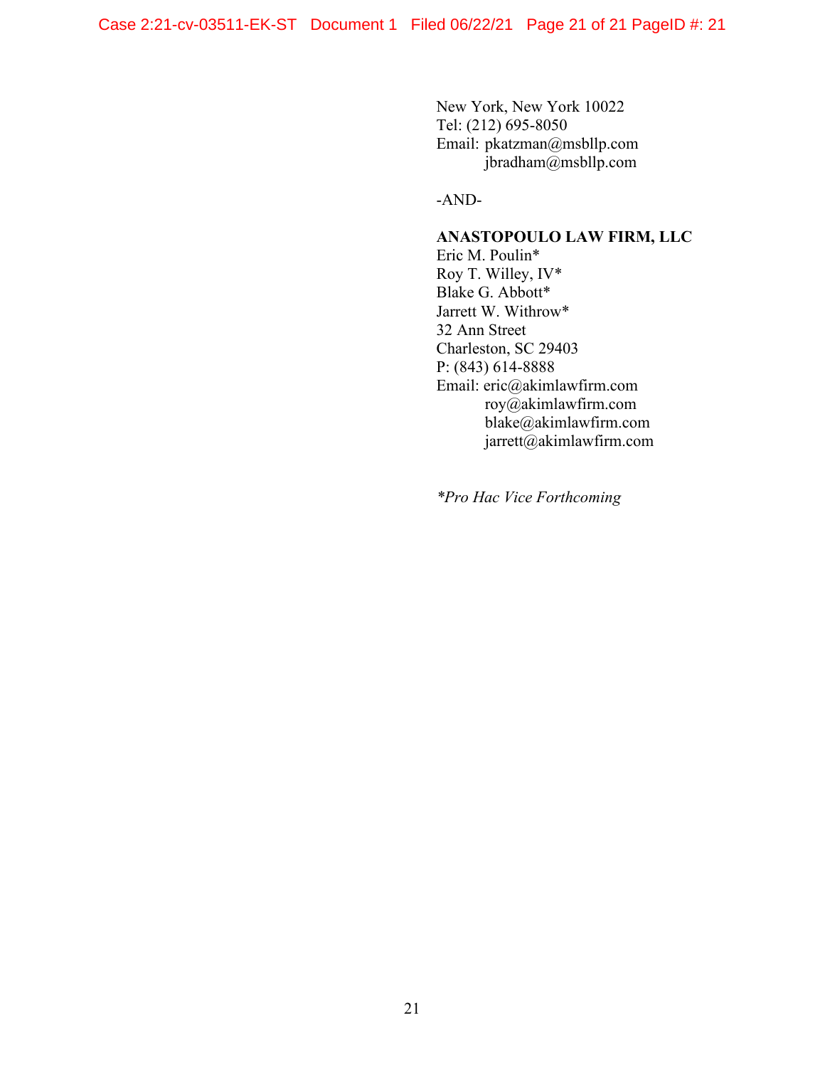New York, New York 10022
Tel: (212) 695-8050
Email: pkatzman@msbllp.com
jbradham@msbllp.com

-AND-

**ANASTOPOULO LAW FIRM, LLC**
Eric M. Poulin*
Roy T. Willey, IV*
Blake G. Abbott*
Jarrett W. Withrow*
32 Ann Street
Charleston, SC 29403
P: (843) 614-8888
Email: eric@akimlawfirm.com
roy@akimlawfirm.com
blake@akimlawfirm.com
jarrett@akimlawfirm.com

*\*Pro Hac Vice Forthcoming*